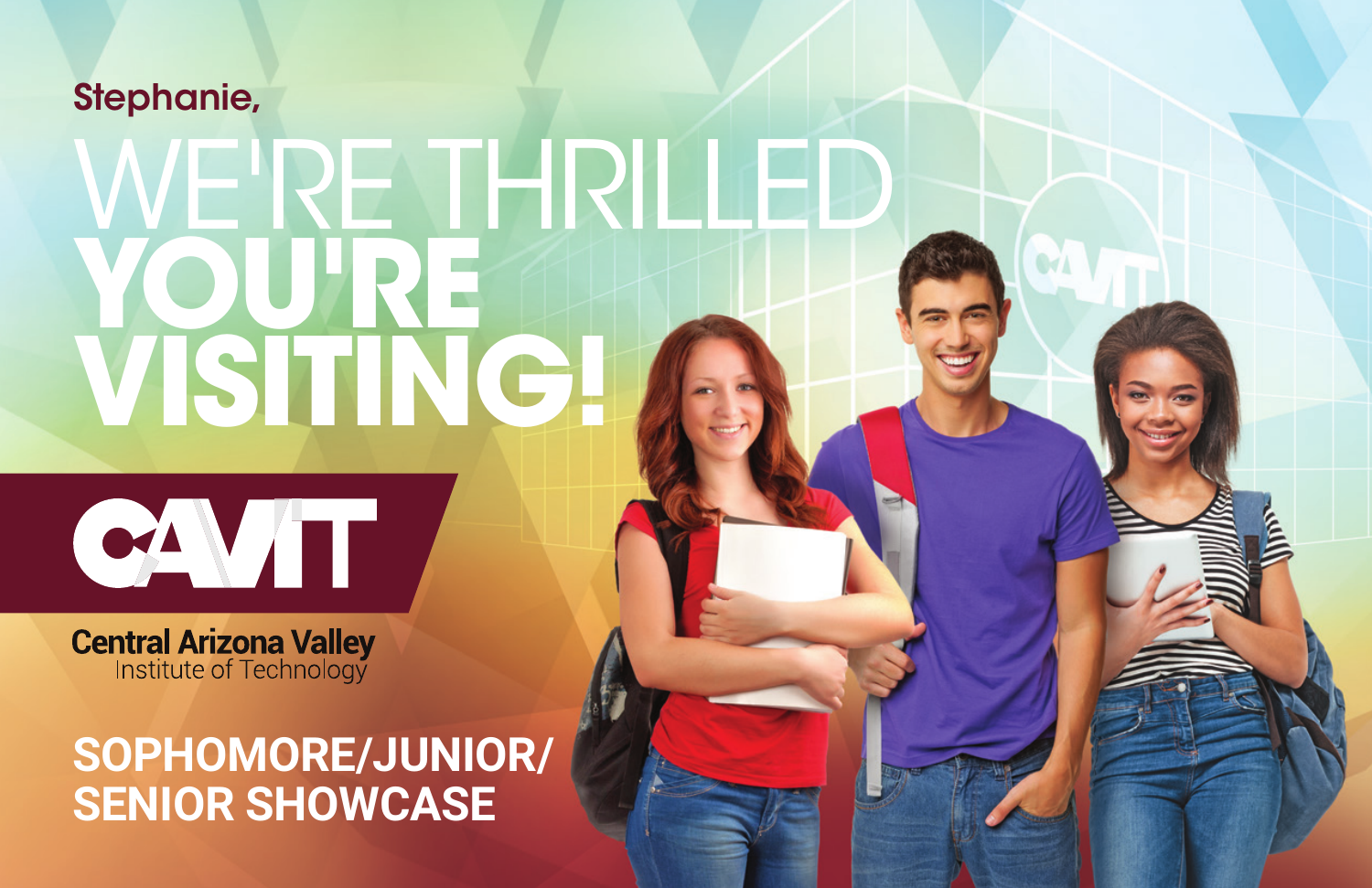Stephanie,

# WE'RE THRILLED YOU'RE VISITING!

**CAVIT**

**Central Arizona Valley**
Institute of Technology

## SOPHOMORE/JUNIOR/ SENIOR SHOWCASE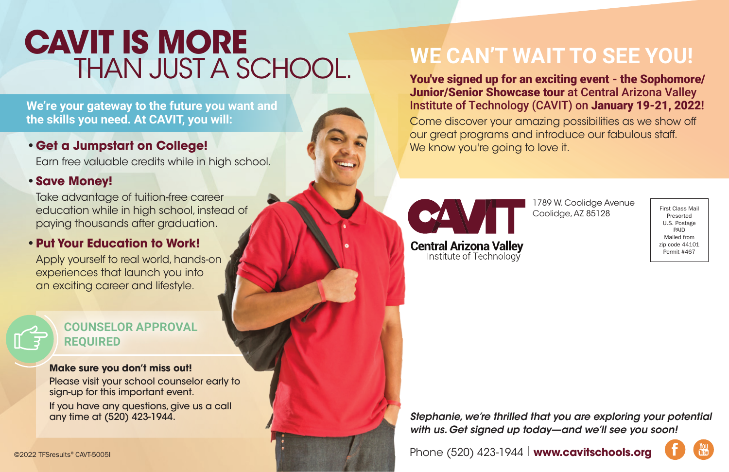# CAVIT IS MORE THAN JUST A SCHOOL.

**We're your gateway to the future you want and the skills you need. At CAVIT, you will:**

- **Get a Jumpstart on College!**
  Earn free valuable credits while in high school.
- **Save Money!**
  Take advantage of tuition-free career education while in high school, instead of paying thousands after graduation.
- **Put Your Education to Work!**
  Apply yourself to real world, hands-on experiences that launch you into an exciting career and lifestyle.

## COUNSELOR APPROVAL REQUIRED

**Make sure you don't miss out!**

Please visit your school counselor early to sign-up for this important event.

If you have any questions, give us a call any time at (520) 423-1944.

©2022 TFSresults® CAVT-5005I

# WE CAN'T WAIT TO SEE YOU!

**You've signed up for an exciting event - the Sophomore/Junior/Senior Showcase tour** at Central Arizona Valley Institute of Technology (CAVIT) on **January 19-21, 2022!**

Come discover your amazing possibilities as we show off our great programs and introduce our fabulous staff. We know you're going to love it.

CAVIT
Central Arizona Valley
Institute of Technology

1789 W. Coolidge Avenue
Coolidge, AZ 85128

First Class Mail
Presorted
U.S. Postage
PAID
Mailed from
zip code 44101
Permit #467

*Stephanie, we're thrilled that you are exploring your potential with us. Get signed up today—and we'll see you soon!*

Phone (520) 423-1944 | **www.cavitschools.org**